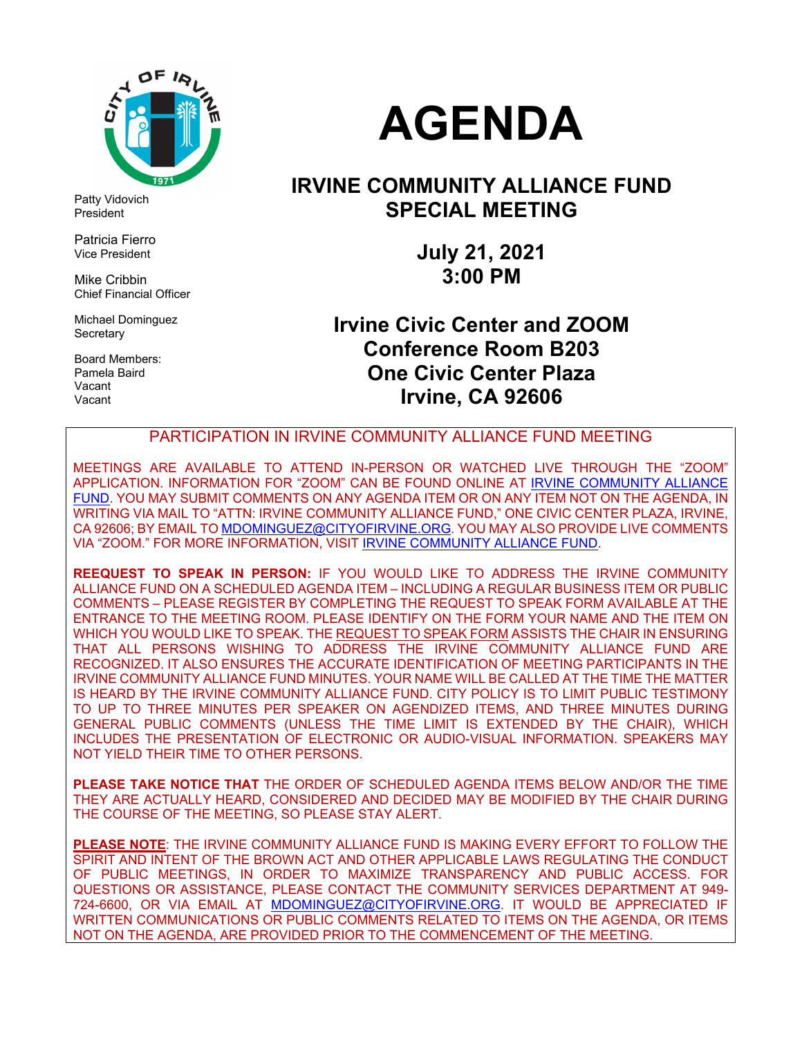# AGENDA

## IRVINE COMMUNITY ALLIANCE FUND SPECIAL MEETING

**July 21, 2021**
**3:00 PM**

**Irvine Civic Center and ZOOM**
**Conference Room B203**
**One Civic Center Plaza**
**Irvine, CA 92606**

Patty Vidovich
President

Patricia Fierro
Vice President

Mike Cribbin
Chief Financial Officer

Michael Dominguez
Secretary

Board Members:
Pamela Baird
Vacant
Vacant

---

PARTICIPATION IN IRVINE COMMUNITY ALLIANCE FUND MEETING

MEETINGS ARE AVAILABLE TO ATTEND IN-PERSON OR WATCHED LIVE THROUGH THE "ZOOM" APPLICATION. INFORMATION FOR "ZOOM" CAN BE FOUND ONLINE AT IRVINE COMMUNITY ALLIANCE FUND. YOU MAY SUBMIT COMMENTS ON ANY AGENDA ITEM OR ON ANY ITEM NOT ON THE AGENDA, IN WRITING VIA MAIL TO "ATTN: IRVINE COMMUNITY ALLIANCE FUND," ONE CIVIC CENTER PLAZA, IRVINE, CA 92606; BY EMAIL TO MDOMINGUEZ@CITYOFIRVINE.ORG. YOU MAY ALSO PROVIDE LIVE COMMENTS VIA "ZOOM." FOR MORE INFORMATION, VISIT IRVINE COMMUNITY ALLIANCE FUND.

**REEQUEST TO SPEAK IN PERSON:** IF YOU WOULD LIKE TO ADDRESS THE IRVINE COMMUNITY ALLIANCE FUND ON A SCHEDULED AGENDA ITEM – INCLUDING A REGULAR BUSINESS ITEM OR PUBLIC COMMENTS – PLEASE REGISTER BY COMPLETING THE REQUEST TO SPEAK FORM AVAILABLE AT THE ENTRANCE TO THE MEETING ROOM. PLEASE IDENTIFY ON THE FORM YOUR NAME AND THE ITEM ON WHICH YOU WOULD LIKE TO SPEAK. THE REQUEST TO SPEAK FORM ASSISTS THE CHAIR IN ENSURING THAT ALL PERSONS WISHING TO ADDRESS THE IRVINE COMMUNITY ALLIANCE FUND ARE RECOGNIZED. IT ALSO ENSURES THE ACCURATE IDENTIFICATION OF MEETING PARTICIPANTS IN THE IRVINE COMMUNITY ALLIANCE FUND MINUTES. YOUR NAME WILL BE CALLED AT THE TIME THE MATTER IS HEARD BY THE IRVINE COMMUNITY ALLIANCE FUND. CITY POLICY IS TO LIMIT PUBLIC TESTIMONY TO UP TO THREE MINUTES PER SPEAKER ON AGENDIZED ITEMS, AND THREE MINUTES DURING GENERAL PUBLIC COMMENTS (UNLESS THE TIME LIMIT IS EXTENDED BY THE CHAIR), WHICH INCLUDES THE PRESENTATION OF ELECTRONIC OR AUDIO-VISUAL INFORMATION. SPEAKERS MAY NOT YIELD THEIR TIME TO OTHER PERSONS.

**PLEASE TAKE NOTICE THAT** THE ORDER OF SCHEDULED AGENDA ITEMS BELOW AND/OR THE TIME THEY ARE ACTUALLY HEARD, CONSIDERED AND DECIDED MAY BE MODIFIED BY THE CHAIR DURING THE COURSE OF THE MEETING, SO PLEASE STAY ALERT.

**PLEASE NOTE**: THE IRVINE COMMUNITY ALLIANCE FUND IS MAKING EVERY EFFORT TO FOLLOW THE SPIRIT AND INTENT OF THE BROWN ACT AND OTHER APPLICABLE LAWS REGULATING THE CONDUCT OF PUBLIC MEETINGS, IN ORDER TO MAXIMIZE TRANSPARENCY AND PUBLIC ACCESS. FOR QUESTIONS OR ASSISTANCE, PLEASE CONTACT THE COMMUNITY SERVICES DEPARTMENT AT 949-724-6600, OR VIA EMAIL AT MDOMINGUEZ@CITYOFIRVINE.ORG. IT WOULD BE APPRECIATED IF WRITTEN COMMUNICATIONS OR PUBLIC COMMENTS RELATED TO ITEMS ON THE AGENDA, OR ITEMS NOT ON THE AGENDA, ARE PROVIDED PRIOR TO THE COMMENCEMENT OF THE MEETING.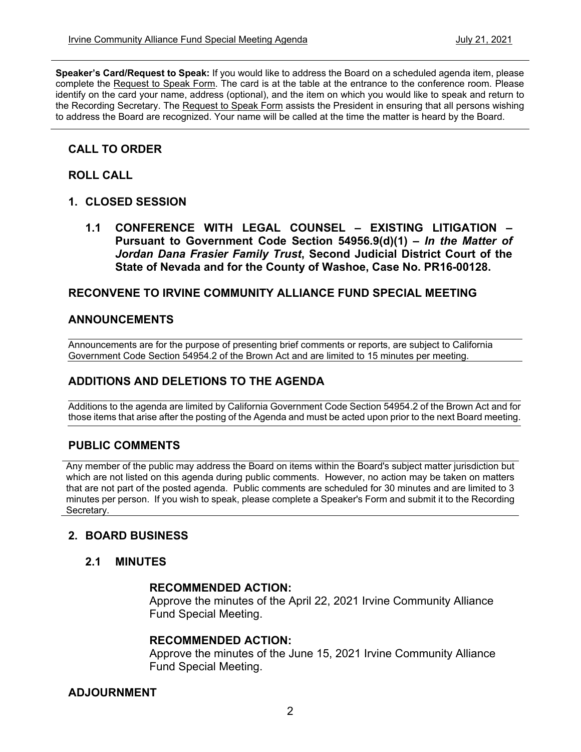**Speaker's Card/Request to Speak:** If you would like to address the Board on a scheduled agenda item, please complete the Request to Speak Form. The card is at the table at the entrance to the conference room. Please identify on the card your name, address (optional), and the item on which you would like to speak and return to the Recording Secretary. The Request to Speak Form assists the President in ensuring that all persons wishing to address the Board are recognized. Your name will be called at the time the matter is heard by the Board.

## CALL TO ORDER

## ROLL CALL

## 1. CLOSED SESSION

### 1.1 CONFERENCE WITH LEGAL COUNSEL – EXISTING LITIGATION – Pursuant to Government Code Section 54956.9(d)(1) – *In the Matter of Jordan Dana Frasier Family Trust*, Second Judicial District Court of the State of Nevada and for the County of Washoe, Case No. PR16-00128.

## RECONVENE TO IRVINE COMMUNITY ALLIANCE FUND SPECIAL MEETING

## ANNOUNCEMENTS

Announcements are for the purpose of presenting brief comments or reports, are subject to California Government Code Section 54954.2 of the Brown Act and are limited to 15 minutes per meeting.

## ADDITIONS AND DELETIONS TO THE AGENDA

Additions to the agenda are limited by California Government Code Section 54954.2 of the Brown Act and for those items that arise after the posting of the Agenda and must be acted upon prior to the next Board meeting.

## PUBLIC COMMENTS

Any member of the public may address the Board on items within the Board's subject matter jurisdiction but which are not listed on this agenda during public comments. However, no action may be taken on matters that are not part of the posted agenda. Public comments are scheduled for 30 minutes and are limited to 3 minutes per person. If you wish to speak, please complete a Speaker's Form and submit it to the Recording Secretary.

## 2. BOARD BUSINESS

### 2.1 MINUTES

**RECOMMENDED ACTION:**
Approve the minutes of the April 22, 2021 Irvine Community Alliance Fund Special Meeting.

**RECOMMENDED ACTION:**
Approve the minutes of the June 15, 2021 Irvine Community Alliance Fund Special Meeting.

## ADJOURNMENT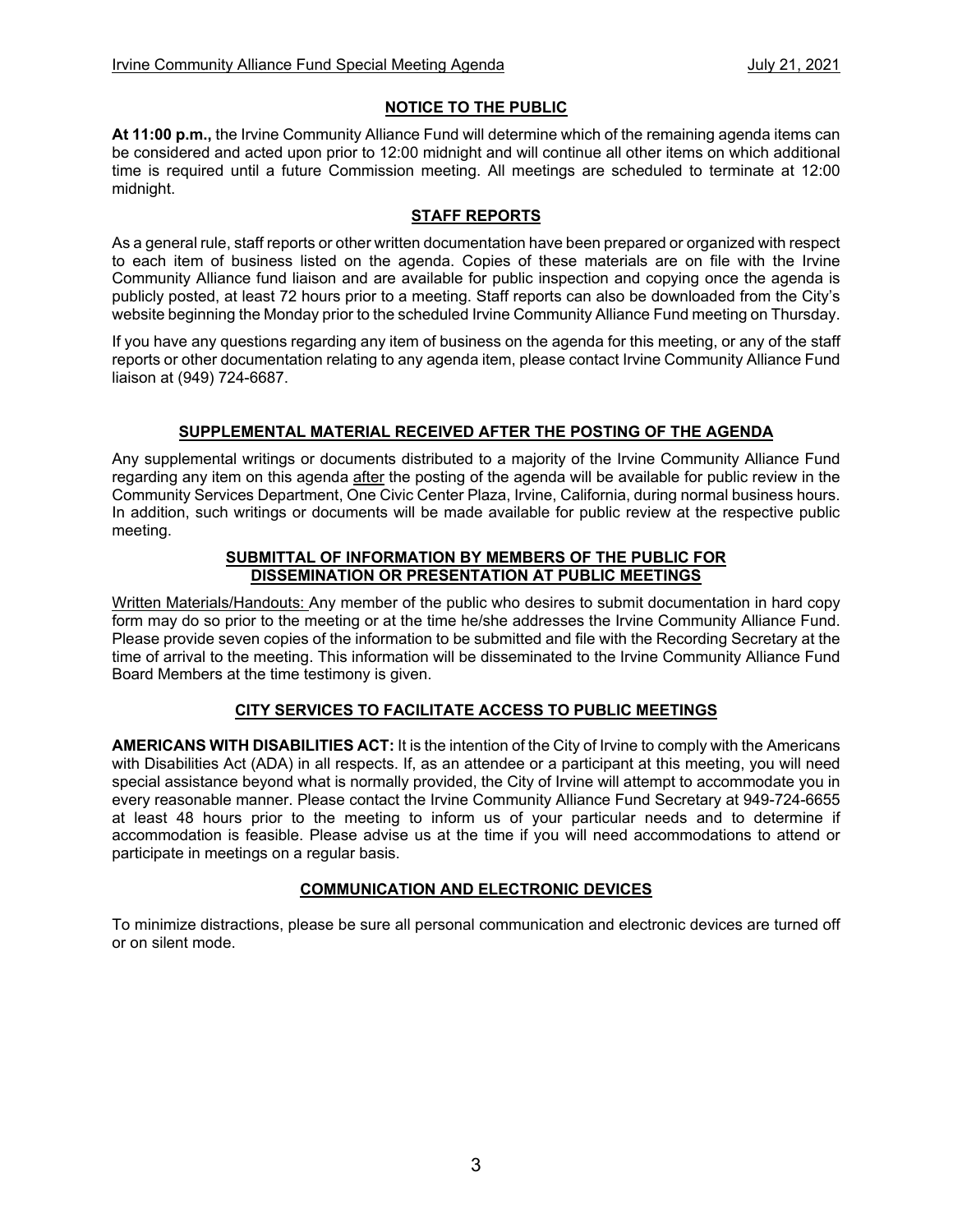## NOTICE TO THE PUBLIC

**At 11:00 p.m.,** the Irvine Community Alliance Fund will determine which of the remaining agenda items can be considered and acted upon prior to 12:00 midnight and will continue all other items on which additional time is required until a future Commission meeting. All meetings are scheduled to terminate at 12:00 midnight.

## STAFF REPORTS

As a general rule, staff reports or other written documentation have been prepared or organized with respect to each item of business listed on the agenda. Copies of these materials are on file with the Irvine Community Alliance fund liaison and are available for public inspection and copying once the agenda is publicly posted, at least 72 hours prior to a meeting. Staff reports can also be downloaded from the City's website beginning the Monday prior to the scheduled Irvine Community Alliance Fund meeting on Thursday.

If you have any questions regarding any item of business on the agenda for this meeting, or any of the staff reports or other documentation relating to any agenda item, please contact Irvine Community Alliance Fund liaison at (949) 724-6687.

## SUPPLEMENTAL MATERIAL RECEIVED AFTER THE POSTING OF THE AGENDA

Any supplemental writings or documents distributed to a majority of the Irvine Community Alliance Fund regarding any item on this agenda after the posting of the agenda will be available for public review in the Community Services Department, One Civic Center Plaza, Irvine, California, during normal business hours. In addition, such writings or documents will be made available for public review at the respective public meeting.

## SUBMITTAL OF INFORMATION BY MEMBERS OF THE PUBLIC FOR DISSEMINATION OR PRESENTATION AT PUBLIC MEETINGS

Written Materials/Handouts: Any member of the public who desires to submit documentation in hard copy form may do so prior to the meeting or at the time he/she addresses the Irvine Community Alliance Fund. Please provide seven copies of the information to be submitted and file with the Recording Secretary at the time of arrival to the meeting. This information will be disseminated to the Irvine Community Alliance Fund Board Members at the time testimony is given.

## CITY SERVICES TO FACILITATE ACCESS TO PUBLIC MEETINGS

**AMERICANS WITH DISABILITIES ACT:** It is the intention of the City of Irvine to comply with the Americans with Disabilities Act (ADA) in all respects. If, as an attendee or a participant at this meeting, you will need special assistance beyond what is normally provided, the City of Irvine will attempt to accommodate you in every reasonable manner. Please contact the Irvine Community Alliance Fund Secretary at 949-724-6655 at least 48 hours prior to the meeting to inform us of your particular needs and to determine if accommodation is feasible. Please advise us at the time if you will need accommodations to attend or participate in meetings on a regular basis.

## COMMUNICATION AND ELECTRONIC DEVICES

To minimize distractions, please be sure all personal communication and electronic devices are turned off or on silent mode.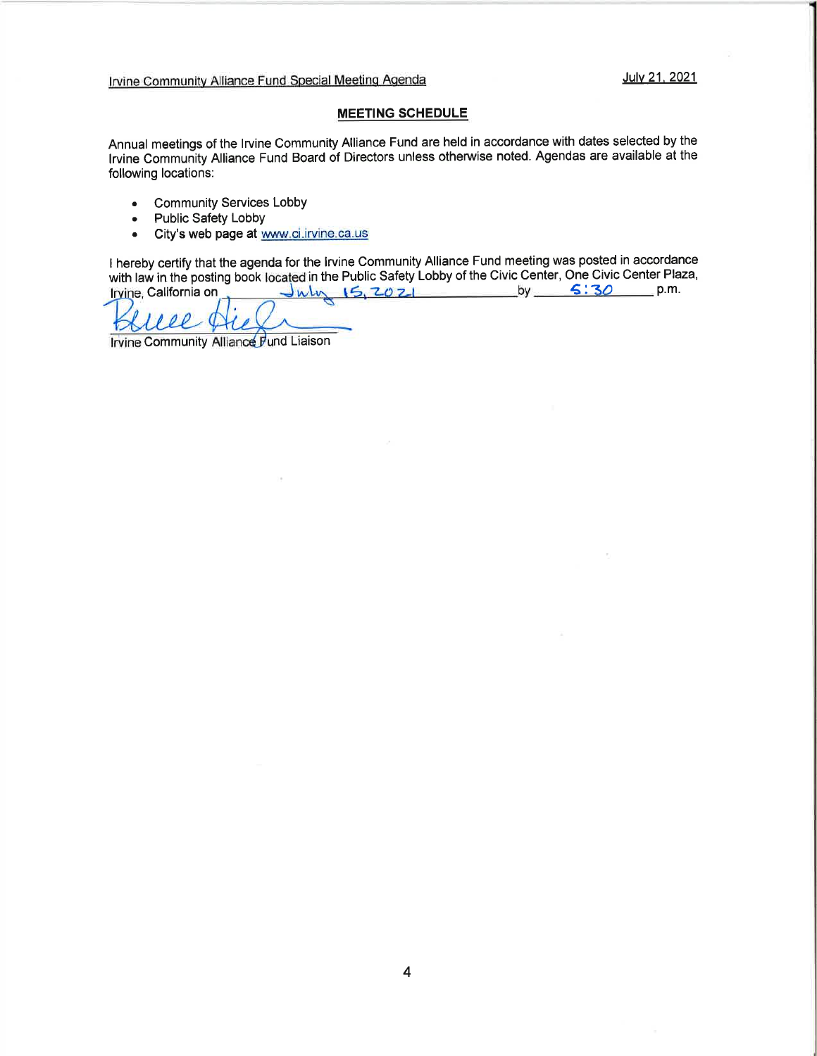Irvine Community Alliance Fund Special Meeting Agenda July 21, 2021

## MEETING SCHEDULE

Annual meetings of the Irvine Community Alliance Fund are held in accordance with dates selected by the Irvine Community Alliance Fund Board of Directors unless otherwise noted. Agendas are available at the following locations:

- Community Services Lobby
- Public Safety Lobby
- City's web page at www.ci.irvine.ca.us

I hereby certify that the agenda for the Irvine Community Alliance Fund meeting was posted in accordance with law in the posting book located in the Public Safety Lobby of the Civic Center, One Civic Center Plaza, Irvine, California on July 15, 2021 by 5:30 p.m.

Bruce Hiegel

Irvine Community Alliance Fund Liaison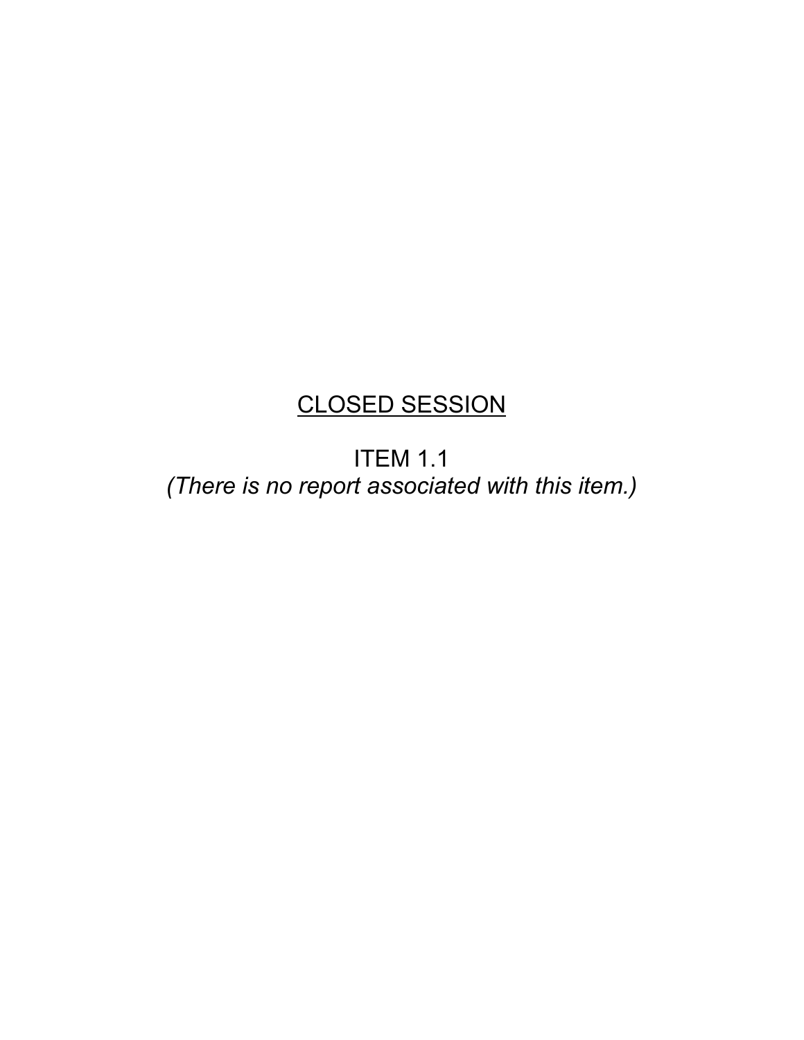<u>CLOSED SESSION</u>

ITEM 1.1

*(There is no report associated with this item.)*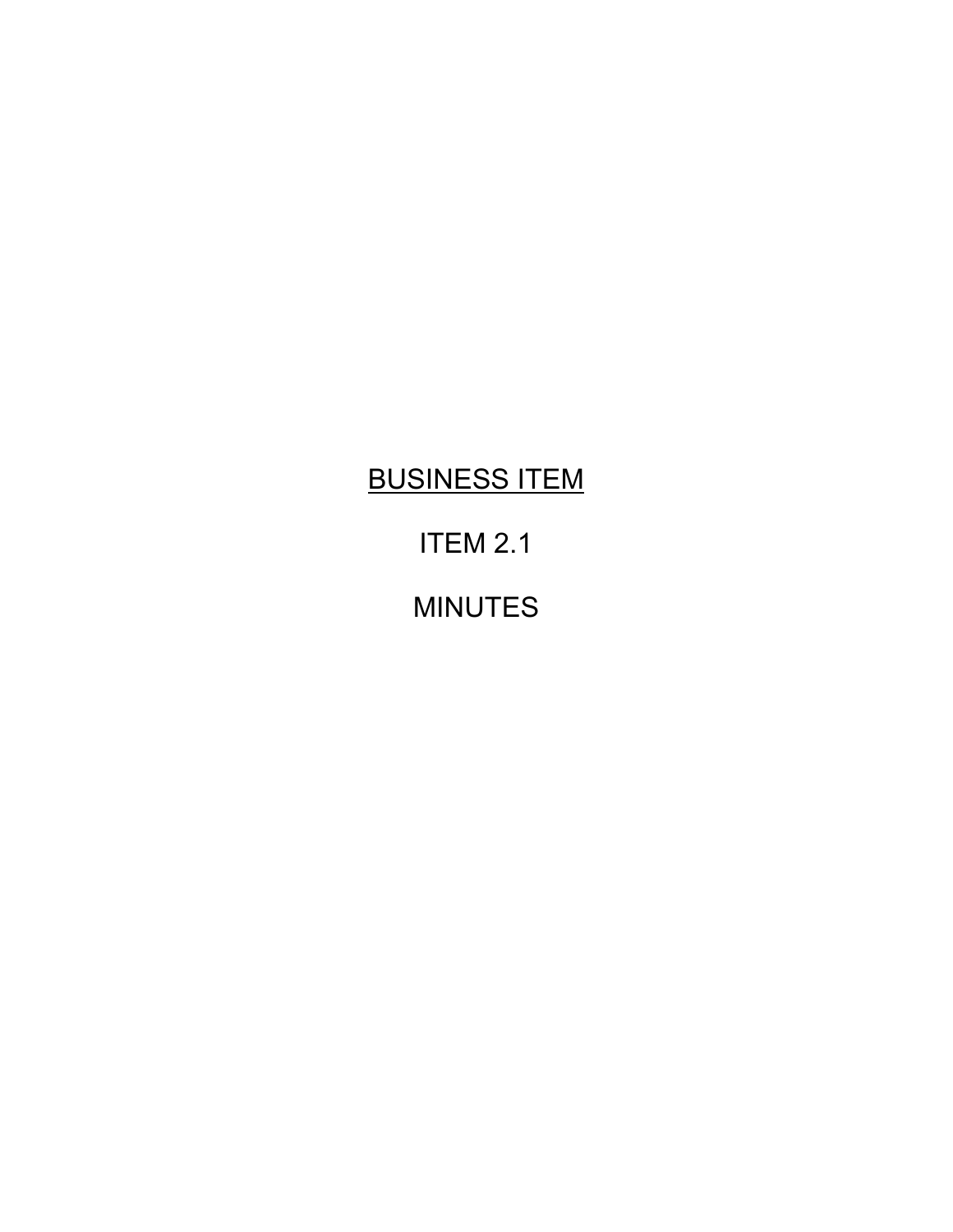<u>BUSINESS ITEM</u>

ITEM 2.1

MINUTES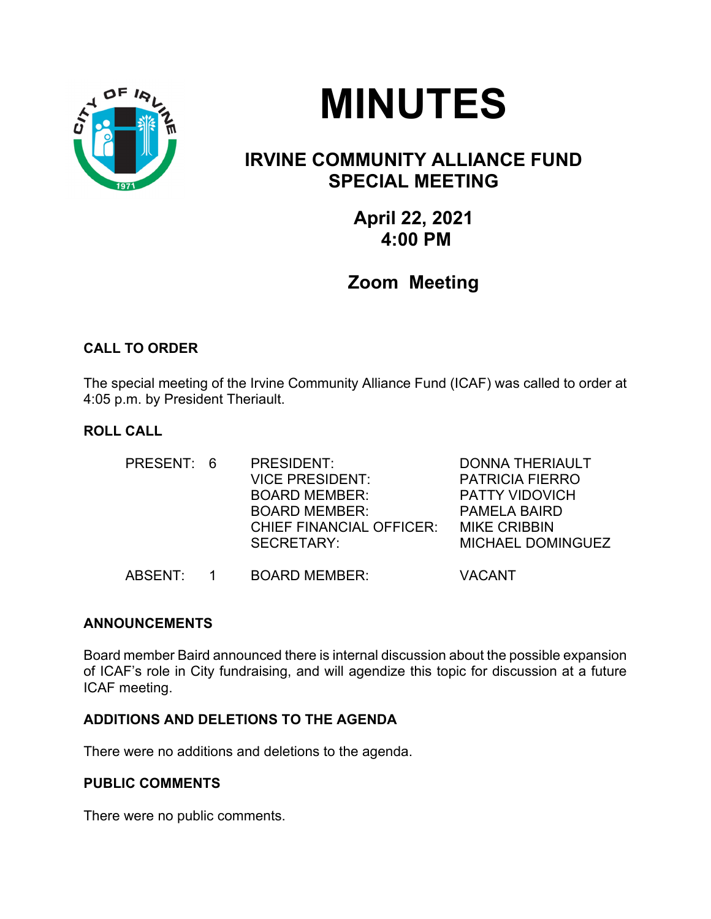# MINUTES

## IRVINE COMMUNITY ALLIANCE FUND SPECIAL MEETING

### April 22, 2021
### 4:00 PM

### Zoom Meeting

**CALL TO ORDER**

The special meeting of the Irvine Community Alliance Fund (ICAF) was called to order at 4:05 p.m. by President Theriault.

**ROLL CALL**

| | | | |
|---|---|---|---|
| PRESENT: | 6 | PRESIDENT: | DONNA THERIAULT |
| | | VICE PRESIDENT: | PATRICIA FIERRO |
| | | BOARD MEMBER: | PATTY VIDOVICH |
| | | BOARD MEMBER: | PAMELA BAIRD |
| | | CHIEF FINANCIAL OFFICER: | MIKE CRIBBIN |
| | | SECRETARY: | MICHAEL DOMINGUEZ |
| ABSENT: | 1 | BOARD MEMBER: | VACANT |

**ANNOUNCEMENTS**

Board member Baird announced there is internal discussion about the possible expansion of ICAF's role in City fundraising, and will agendize this topic for discussion at a future ICAF meeting.

**ADDITIONS AND DELETIONS TO THE AGENDA**

There were no additions and deletions to the agenda.

**PUBLIC COMMENTS**

There were no public comments.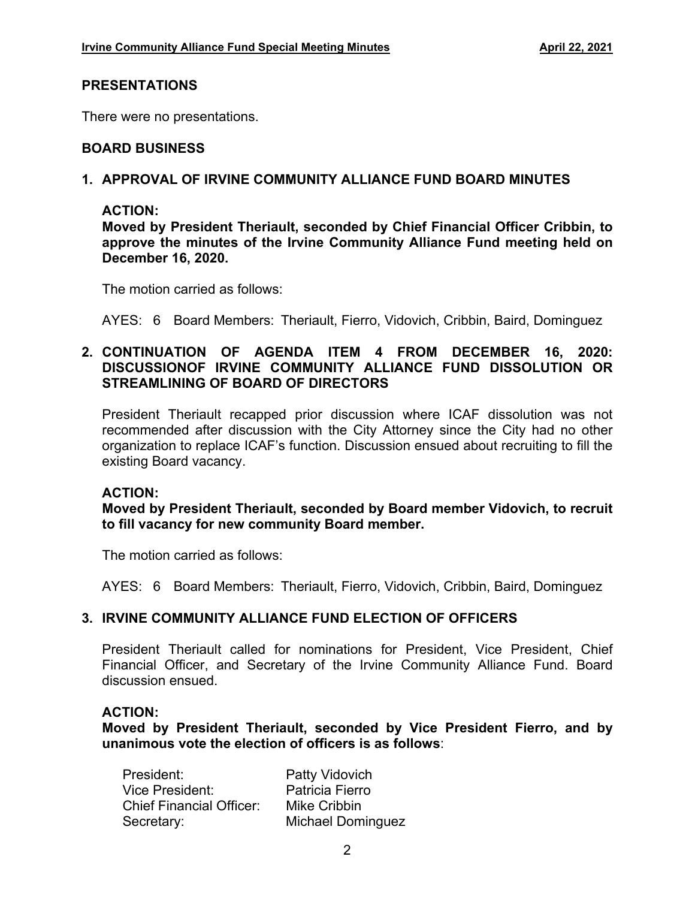## PRESENTATIONS

There were no presentations.

## BOARD BUSINESS

### 1. APPROVAL OF IRVINE COMMUNITY ALLIANCE FUND BOARD MINUTES

**ACTION:**
**Moved by President Theriault, seconded by Chief Financial Officer Cribbin, to approve the minutes of the Irvine Community Alliance Fund meeting held on December 16, 2020.**

The motion carried as follows:

AYES: 6 Board Members: Theriault, Fierro, Vidovich, Cribbin, Baird, Dominguez

### 2. CONTINUATION OF AGENDA ITEM 4 FROM DECEMBER 16, 2020: DISCUSSIONOF IRVINE COMMUNITY ALLIANCE FUND DISSOLUTION OR STREAMLINING OF BOARD OF DIRECTORS

President Theriault recapped prior discussion where ICAF dissolution was not recommended after discussion with the City Attorney since the City had no other organization to replace ICAF's function. Discussion ensued about recruiting to fill the existing Board vacancy.

**ACTION:**
**Moved by President Theriault, seconded by Board member Vidovich, to recruit to fill vacancy for new community Board member.**

The motion carried as follows:

AYES: 6 Board Members: Theriault, Fierro, Vidovich, Cribbin, Baird, Dominguez

### 3. IRVINE COMMUNITY ALLIANCE FUND ELECTION OF OFFICERS

President Theriault called for nominations for President, Vice President, Chief Financial Officer, and Secretary of the Irvine Community Alliance Fund. Board discussion ensued.

**ACTION:**
**Moved by President Theriault, seconded by Vice President Fierro, and by unanimous vote the election of officers is as follows**:

| | |
|---|---|
| President: | Patty Vidovich |
| Vice President: | Patricia Fierro |
| Chief Financial Officer: | Mike Cribbin |
| Secretary: | Michael Dominguez |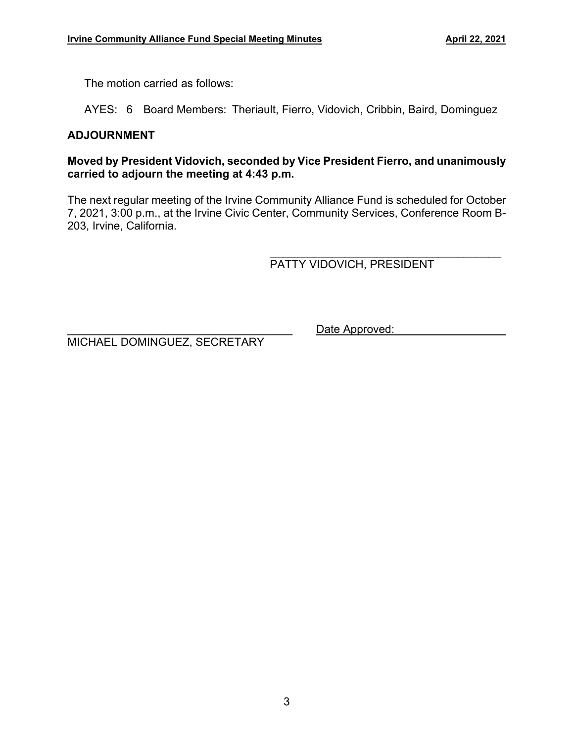The motion carried as follows:

AYES: 6 Board Members: Theriault, Fierro, Vidovich, Cribbin, Baird, Dominguez

## ADJOURNMENT

**Moved by President Vidovich, seconded by Vice President Fierro, and unanimously carried to adjourn the meeting at 4:43 p.m.**

The next regular meeting of the Irvine Community Alliance Fund is scheduled for October 7, 2021, 3:00 p.m., at the Irvine Civic Center, Community Services, Conference Room B-203, Irvine, California.

\_\_\_\_\_\_\_\_\_\_\_\_\_\_\_\_\_\_\_\_\_\_\_\_\_\_\_\_\_\_\_\_\_\_\_\_\_\_
PATTY VIDOVICH, PRESIDENT

\_\_\_\_\_\_\_\_\_\_\_\_\_\_\_\_\_\_\_\_\_\_\_\_\_\_\_\_\_\_\_\_\_\_\_\_\_\_
MICHAEL DOMINGUEZ, SECRETARY

Date Approved: \_\_\_\_\_\_\_\_\_\_\_\_\_\_\_\_\_\_\_\_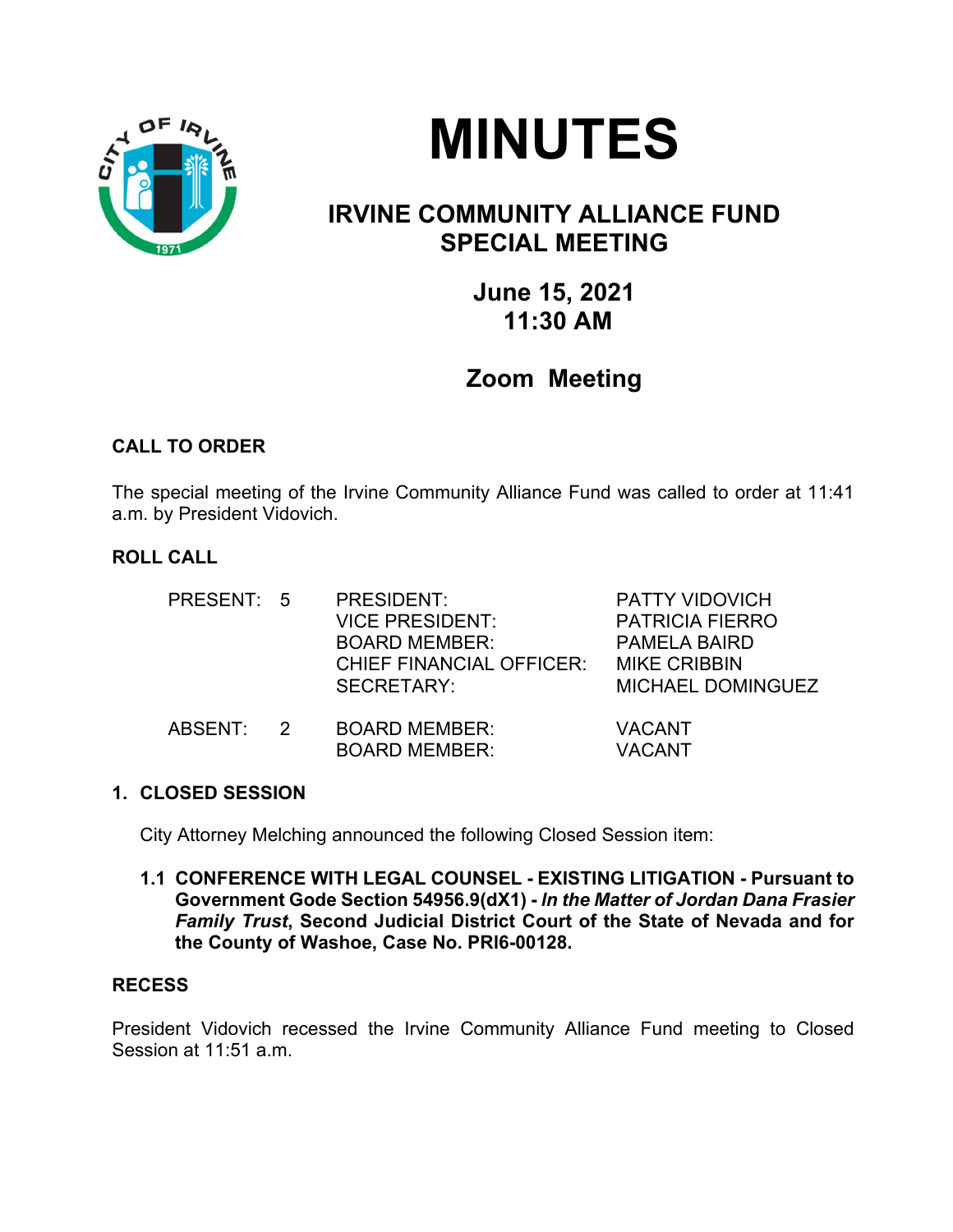# MINUTES

## IRVINE COMMUNITY ALLIANCE FUND SPECIAL MEETING

### June 15, 2021
### 11:30 AM

### Zoom Meeting

**CALL TO ORDER**

The special meeting of the Irvine Community Alliance Fund was called to order at 11:41 a.m. by President Vidovich.

**ROLL CALL**

| | | | |
|---|---|---|---|
| PRESENT: | 5 | PRESIDENT: | PATTY VIDOVICH |
| | | VICE PRESIDENT: | PATRICIA FIERRO |
| | | BOARD MEMBER: | PAMELA BAIRD |
| | | CHIEF FINANCIAL OFFICER: | MIKE CRIBBIN |
| | | SECRETARY: | MICHAEL DOMINGUEZ |
| ABSENT: | 2 | BOARD MEMBER: | VACANT |
| | | BOARD MEMBER: | VACANT |

**1. CLOSED SESSION**

City Attorney Melching announced the following Closed Session item:

**1.1 CONFERENCE WITH LEGAL COUNSEL - EXISTING LITIGATION - Pursuant to Government Gode Section 54956.9(dX1) - *In the Matter of Jordan Dana Frasier Family Trust*, Second Judicial District Court of the State of Nevada and for the County of Washoe, Case No. PRI6-00128.**

**RECESS**

President Vidovich recessed the Irvine Community Alliance Fund meeting to Closed Session at 11:51 a.m.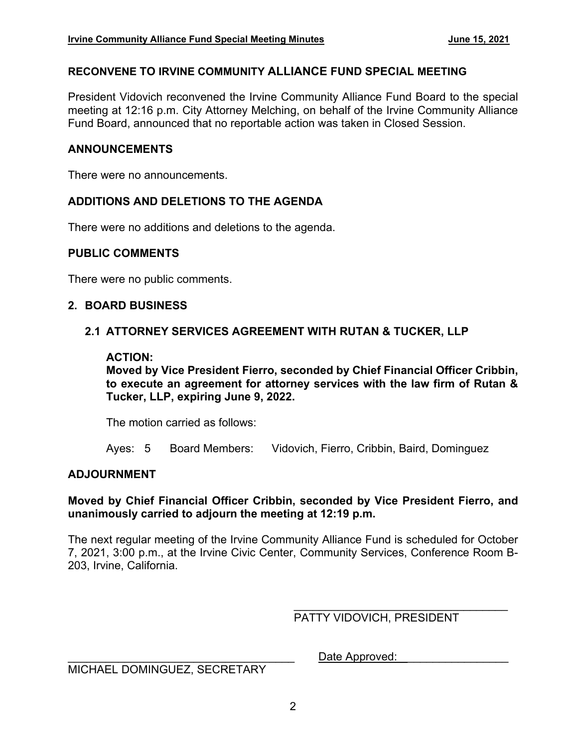## RECONVENE TO IRVINE COMMUNITY ALLIANCE FUND SPECIAL MEETING

President Vidovich reconvened the Irvine Community Alliance Fund Board to the special meeting at 12:16 p.m. City Attorney Melching, on behalf of the Irvine Community Alliance Fund Board, announced that no reportable action was taken in Closed Session.

## ANNOUNCEMENTS

There were no announcements.

## ADDITIONS AND DELETIONS TO THE AGENDA

There were no additions and deletions to the agenda.

## PUBLIC COMMENTS

There were no public comments.

## 2. BOARD BUSINESS

### 2.1 ATTORNEY SERVICES AGREEMENT WITH RUTAN & TUCKER, LLP

**ACTION:**
**Moved by Vice President Fierro, seconded by Chief Financial Officer Cribbin, to execute an agreement for attorney services with the law firm of Rutan & Tucker, LLP, expiring June 9, 2022.**

The motion carried as follows:

Ayes: 5 Board Members: Vidovich, Fierro, Cribbin, Baird, Dominguez

## ADJOURNMENT

**Moved by Chief Financial Officer Cribbin, seconded by Vice President Fierro, and unanimously carried to adjourn the meeting at 12:19 p.m.**

The next regular meeting of the Irvine Community Alliance Fund is scheduled for October 7, 2021, 3:00 p.m., at the Irvine Civic Center, Community Services, Conference Room B-203, Irvine, California.

___________________________________
PATTY VIDOVICH, PRESIDENT

___________________________________
MICHAEL DOMINGUEZ, SECRETARY

Date Approved: _________________